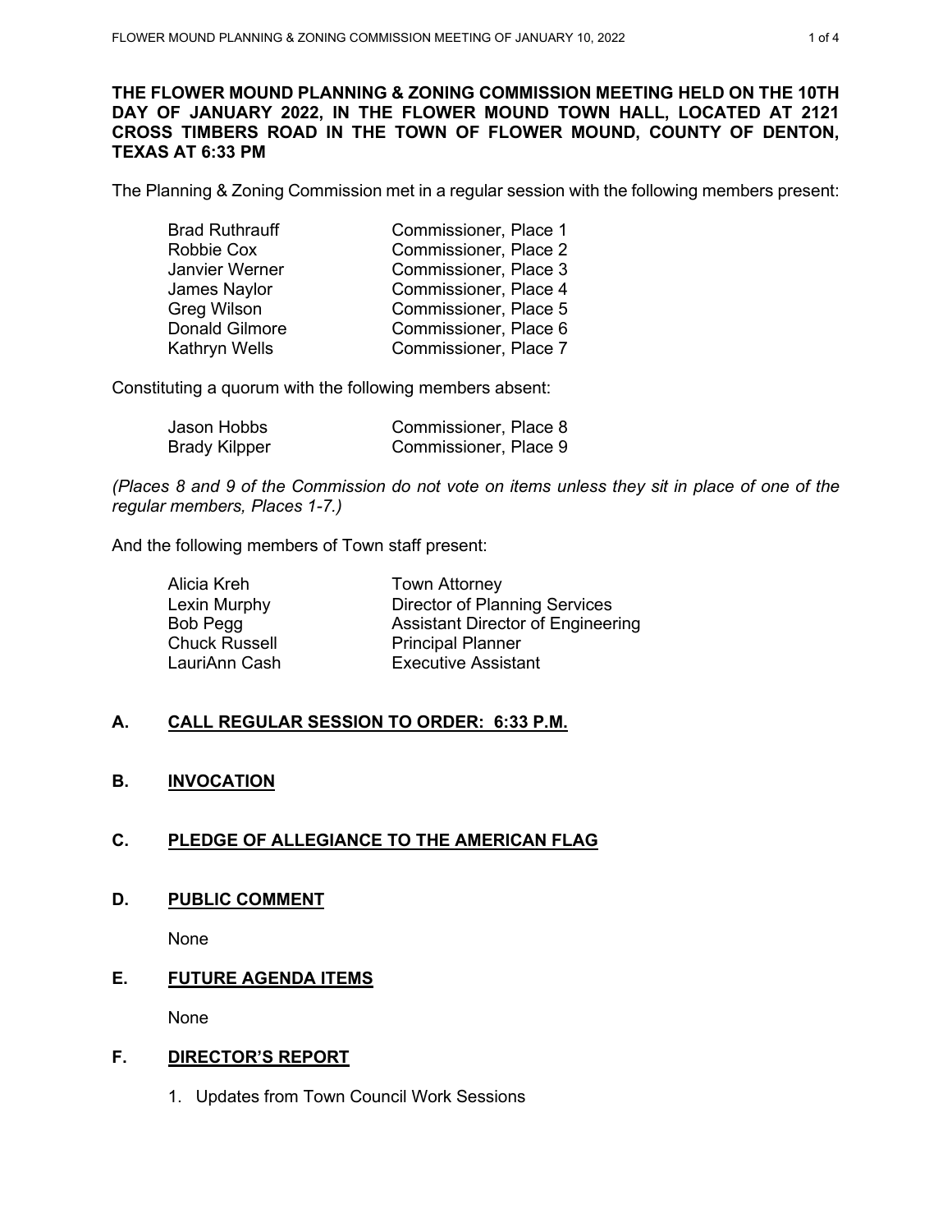**THE FLOWER MOUND PLANNING & ZONING COMMISSION MEETING HELD ON THE 10TH DAY OF JANUARY 2022, IN THE FLOWER MOUND TOWN HALL, LOCATED AT 2121 CROSS TIMBERS ROAD IN THE TOWN OF FLOWER MOUND, COUNTY OF DENTON, TEXAS AT 6:33 PM**

The Planning & Zoning Commission met in a regular session with the following members present:

| | |
|---|---|
| Brad Ruthrauff | Commissioner, Place 1 |
| Robbie Cox | Commissioner, Place 2 |
| Janvier Werner | Commissioner, Place 3 |
| James Naylor | Commissioner, Place 4 |
| Greg Wilson | Commissioner, Place 5 |
| Donald Gilmore | Commissioner, Place 6 |
| Kathryn Wells | Commissioner, Place 7 |

Constituting a quorum with the following members absent:

| | |
|---|---|
| Jason Hobbs | Commissioner, Place 8 |
| Brady Kilpper | Commissioner, Place 9 |

*(Places 8 and 9 of the Commission do not vote on items unless they sit in place of one of the regular members, Places 1-7.)*

And the following members of Town staff present:

| | |
|---|---|
| Alicia Kreh | Town Attorney |
| Lexin Murphy | Director of Planning Services |
| Bob Pegg | Assistant Director of Engineering |
| Chuck Russell | Principal Planner |
| LauriAnn Cash | Executive Assistant |

## A. CALL REGULAR SESSION TO ORDER: 6:33 P.M.

## B. INVOCATION

## C. PLEDGE OF ALLEGIANCE TO THE AMERICAN FLAG

## D. PUBLIC COMMENT

None

## E. FUTURE AGENDA ITEMS

None

## F. DIRECTOR'S REPORT

1. Updates from Town Council Work Sessions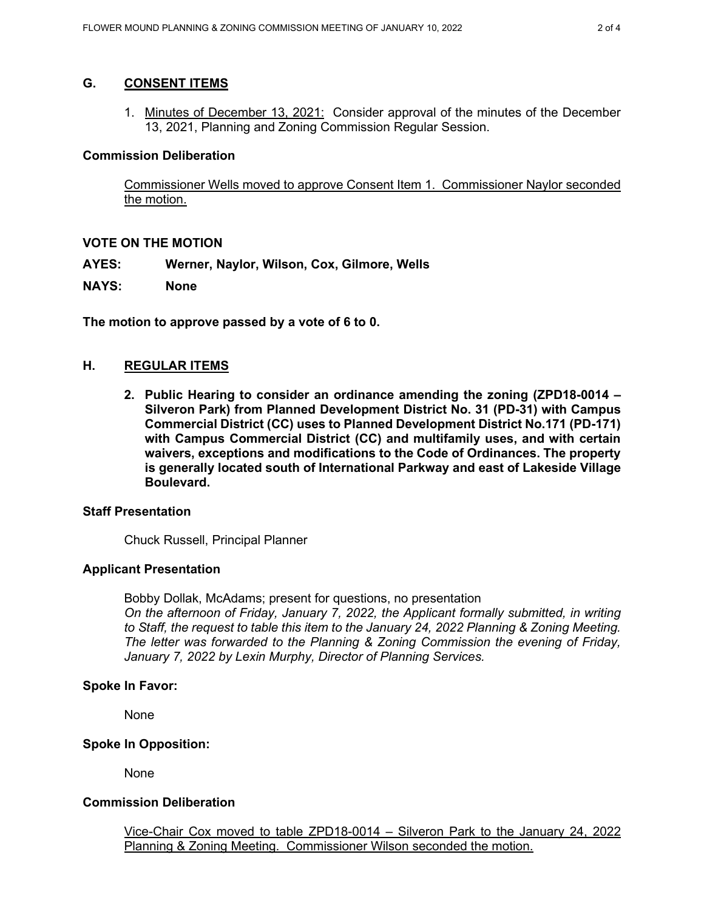## G. CONSENT ITEMS

1. Minutes of December 13, 2021: Consider approval of the minutes of the December 13, 2021, Planning and Zoning Commission Regular Session.

### Commission Deliberation

Commissioner Wells moved to approve Consent Item 1. Commissioner Naylor seconded the motion.

### VOTE ON THE MOTION

**AYES:** **Werner, Naylor, Wilson, Cox, Gilmore, Wells**

**NAYS:** **None**

**The motion to approve passed by a vote of 6 to 0.**

## H. REGULAR ITEMS

**2. Public Hearing to consider an ordinance amending the zoning (ZPD18-0014 – Silveron Park) from Planned Development District No. 31 (PD-31) with Campus Commercial District (CC) uses to Planned Development District No.171 (PD-171) with Campus Commercial District (CC) and multifamily uses, and with certain waivers, exceptions and modifications to the Code of Ordinances. The property is generally located south of International Parkway and east of Lakeside Village Boulevard.**

### Staff Presentation

Chuck Russell, Principal Planner

### Applicant Presentation

Bobby Dollak, McAdams; present for questions, no presentation
*On the afternoon of Friday, January 7, 2022, the Applicant formally submitted, in writing to Staff, the request to table this item to the January 24, 2022 Planning & Zoning Meeting. The letter was forwarded to the Planning & Zoning Commission the evening of Friday, January 7, 2022 by Lexin Murphy, Director of Planning Services.*

### Spoke In Favor:

None

### Spoke In Opposition:

None

### Commission Deliberation

Vice-Chair Cox moved to table ZPD18-0014 – Silveron Park to the January 24, 2022 Planning & Zoning Meeting. Commissioner Wilson seconded the motion.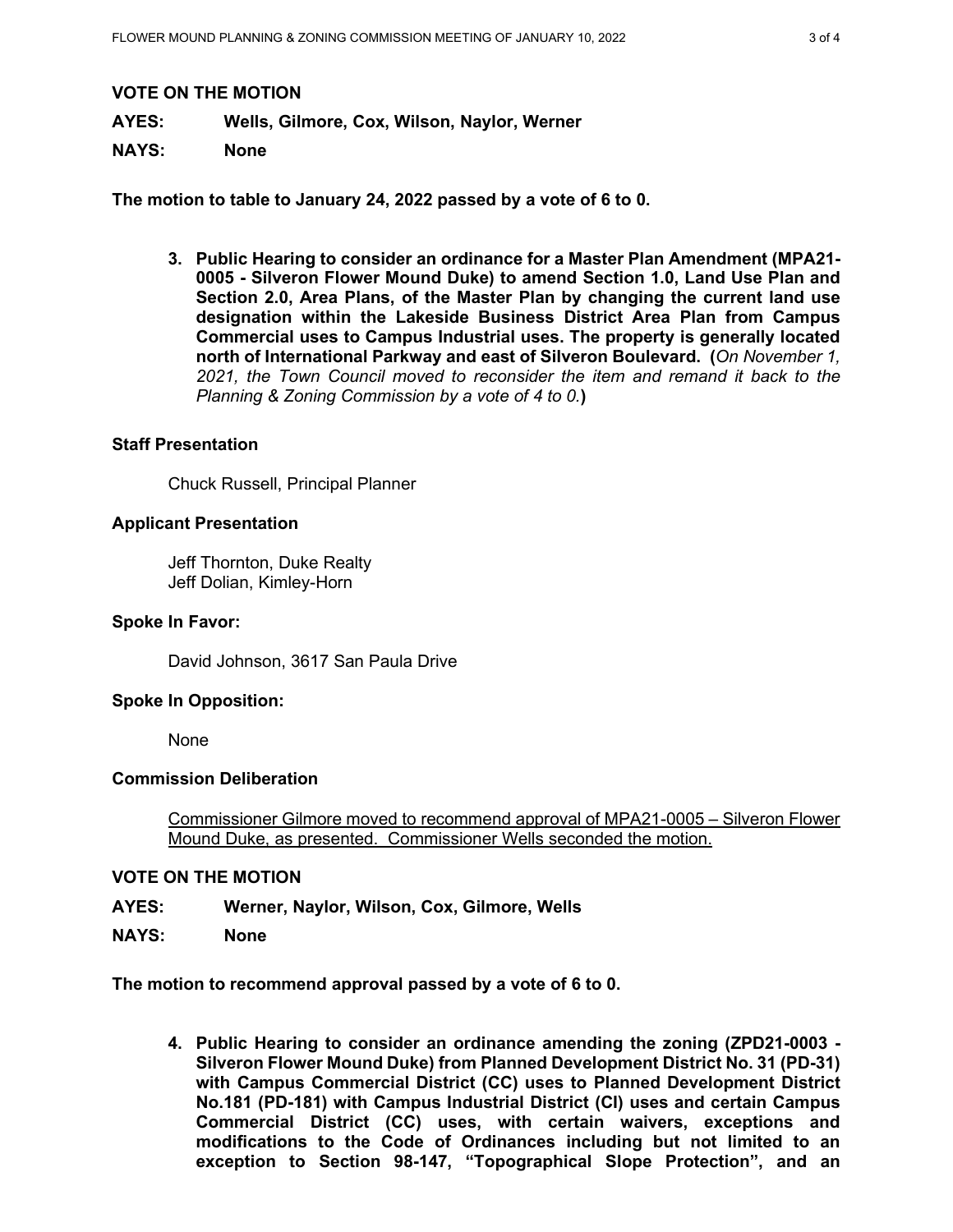**VOTE ON THE MOTION**

**AYES:** **Wells, Gilmore, Cox, Wilson, Naylor, Werner**

**NAYS:** **None**

**The motion to table to January 24, 2022 passed by a vote of 6 to 0.**

3. **Public Hearing to consider an ordinance for a Master Plan Amendment (MPA21-0005 - Silveron Flower Mound Duke) to amend Section 1.0, Land Use Plan and Section 2.0, Area Plans, of the Master Plan by changing the current land use designation within the Lakeside Business District Area Plan from Campus Commercial uses to Campus Industrial uses. The property is generally located north of International Parkway and east of Silveron Boulevard. (***On November 1, 2021, the Town Council moved to reconsider the item and remand it back to the Planning & Zoning Commission by a vote of 4 to 0.***)**

**Staff Presentation**

Chuck Russell, Principal Planner

**Applicant Presentation**

Jeff Thornton, Duke Realty
Jeff Dolian, Kimley-Horn

**Spoke In Favor:**

David Johnson, 3617 San Paula Drive

**Spoke In Opposition:**

None

**Commission Deliberation**

Commissioner Gilmore moved to recommend approval of MPA21-0005 – Silveron Flower Mound Duke, as presented. Commissioner Wells seconded the motion.

**VOTE ON THE MOTION**

**AYES:** **Werner, Naylor, Wilson, Cox, Gilmore, Wells**

**NAYS:** **None**

**The motion to recommend approval passed by a vote of 6 to 0.**

4. **Public Hearing to consider an ordinance amending the zoning (ZPD21-0003 - Silveron Flower Mound Duke) from Planned Development District No. 31 (PD-31) with Campus Commercial District (CC) uses to Planned Development District No.181 (PD-181) with Campus Industrial District (CI) uses and certain Campus Commercial District (CC) uses, with certain waivers, exceptions and modifications to the Code of Ordinances including but not limited to an exception to Section 98-147, "Topographical Slope Protection", and an**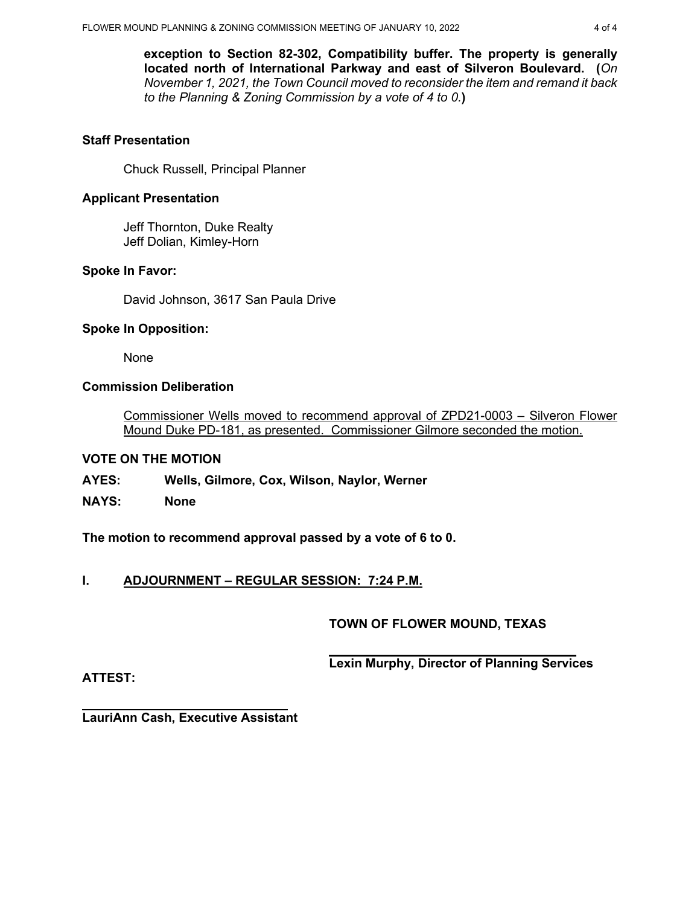**exception to Section 82-302, Compatibility buffer. The property is generally located north of International Parkway and east of Silveron Boulevard. (***On November 1, 2021, the Town Council moved to reconsider the item and remand it back to the Planning & Zoning Commission by a vote of 4 to 0.***)**

**Staff Presentation**

Chuck Russell, Principal Planner

**Applicant Presentation**

Jeff Thornton, Duke Realty
Jeff Dolian, Kimley-Horn

**Spoke In Favor:**

David Johnson, 3617 San Paula Drive

**Spoke In Opposition:**

None

**Commission Deliberation**

Commissioner Wells moved to recommend approval of ZPD21-0003 – Silveron Flower Mound Duke PD-181, as presented. Commissioner Gilmore seconded the motion.

**VOTE ON THE MOTION**

**AYES: Wells, Gilmore, Cox, Wilson, Naylor, Werner**

**NAYS: None**

**The motion to recommend approval passed by a vote of 6 to 0.**

**I. ADJOURNMENT – REGULAR SESSION: 7:24 P.M.**

**TOWN OF FLOWER MOUND, TEXAS**

**Lexin Murphy, Director of Planning Services**

**ATTEST:**

**LauriAnn Cash, Executive Assistant**